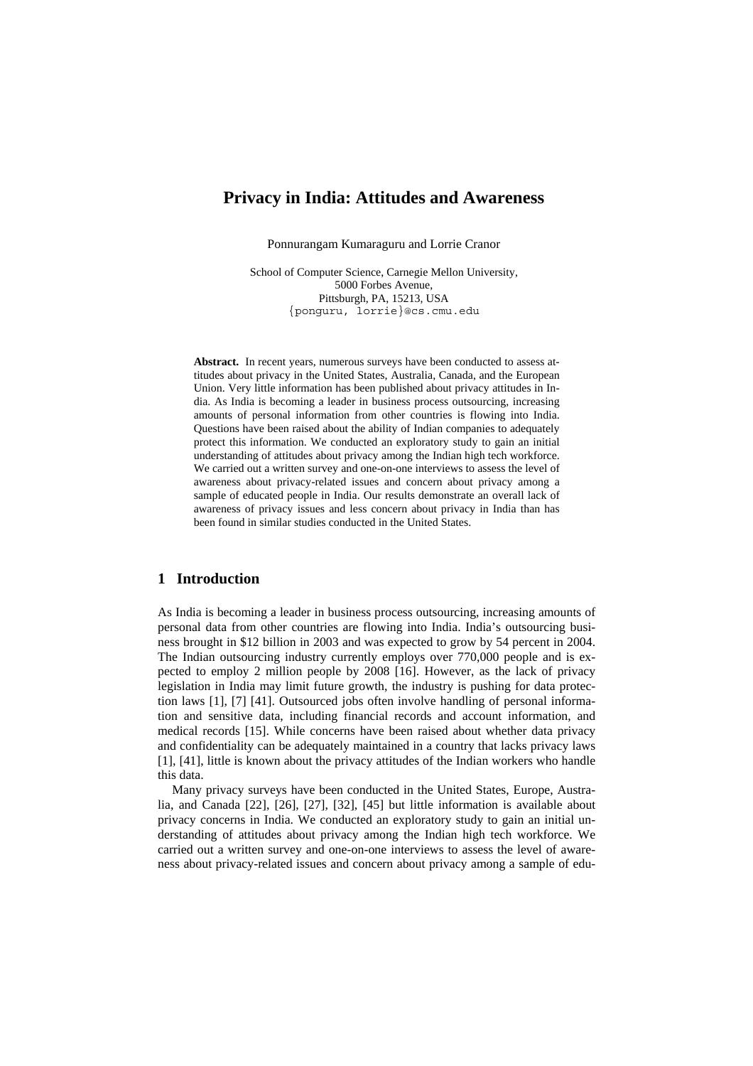# Privacy in India: Attitudes and Awareness

Ponnurangam Kumaraguru and Lorrie Cranor

School of Computer Science, Carnegie Mellon University,
5000 Forbes Avenue,
Pittsburgh, PA, 15213, USA
{ponguru, lorrie}@cs.cmu.edu

**Abstract.** In recent years, numerous surveys have been conducted to assess attitudes about privacy in the United States, Australia, Canada, and the European Union. Very little information has been published about privacy attitudes in India. As India is becoming a leader in business process outsourcing, increasing amounts of personal information from other countries is flowing into India. Questions have been raised about the ability of Indian companies to adequately protect this information. We conducted an exploratory study to gain an initial understanding of attitudes about privacy among the Indian high tech workforce. We carried out a written survey and one-on-one interviews to assess the level of awareness about privacy-related issues and concern about privacy among a sample of educated people in India. Our results demonstrate an overall lack of awareness of privacy issues and less concern about privacy in India than has been found in similar studies conducted in the United States.

## 1 Introduction

As India is becoming a leader in business process outsourcing, increasing amounts of personal data from other countries are flowing into India. India's outsourcing business brought in $12 billion in 2003 and was expected to grow by 54 percent in 2004. The Indian outsourcing industry currently employs over 770,000 people and is expected to employ 2 million people by 2008 [16]. However, as the lack of privacy legislation in India may limit future growth, the industry is pushing for data protection laws [1], [7] [41]. Outsourced jobs often involve handling of personal information and sensitive data, including financial records and account information, and medical records [15]. While concerns have been raised about whether data privacy and confidentiality can be adequately maintained in a country that lacks privacy laws [1], [41], little is known about the privacy attitudes of the Indian workers who handle this data.

Many privacy surveys have been conducted in the United States, Europe, Australia, and Canada [22], [26], [27], [32], [45] but little information is available about privacy concerns in India. We conducted an exploratory study to gain an initial understanding of attitudes about privacy among the Indian high tech workforce. We carried out a written survey and one-on-one interviews to assess the level of awareness about privacy-related issues and concern about privacy among a sample of edu-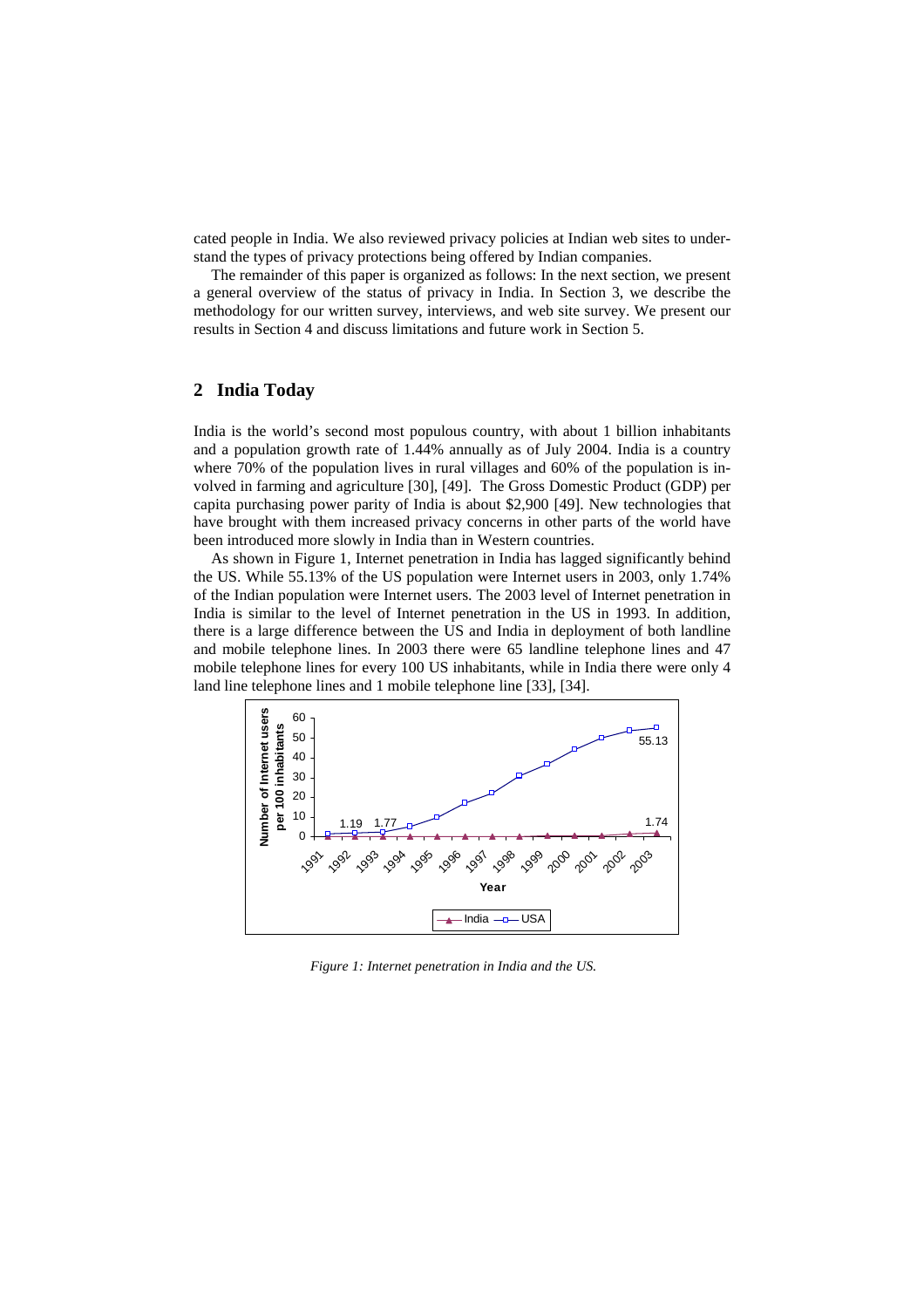cated people in India. We also reviewed privacy policies at Indian web sites to understand the types of privacy protections being offered by Indian companies.

The remainder of this paper is organized as follows: In the next section, we present a general overview of the status of privacy in India. In Section 3, we describe the methodology for our written survey, interviews, and web site survey. We present our results in Section 4 and discuss limitations and future work in Section 5.

## 2 India Today

India is the world's second most populous country, with about 1 billion inhabitants and a population growth rate of 1.44% annually as of July 2004. India is a country where 70% of the population lives in rural villages and 60% of the population is involved in farming and agriculture [30], [49]. The Gross Domestic Product (GDP) per capita purchasing power parity of India is about $2,900 [49]. New technologies that have brought with them increased privacy concerns in other parts of the world have been introduced more slowly in India than in Western countries.

As shown in Figure 1, Internet penetration in India has lagged significantly behind the US. While 55.13% of the US population were Internet users in 2003, only 1.74% of the Indian population were Internet users. The 2003 level of Internet penetration in India is similar to the level of Internet penetration in the US in 1993. In addition, there is a large difference between the US and India in deployment of both landline and mobile telephone lines. In 2003 there were 65 landline telephone lines and 47 mobile telephone lines for every 100 US inhabitants, while in India there were only 4 land line telephone lines and 1 mobile telephone line [33], [34].

*Figure 1: Internet penetration in India and the US.*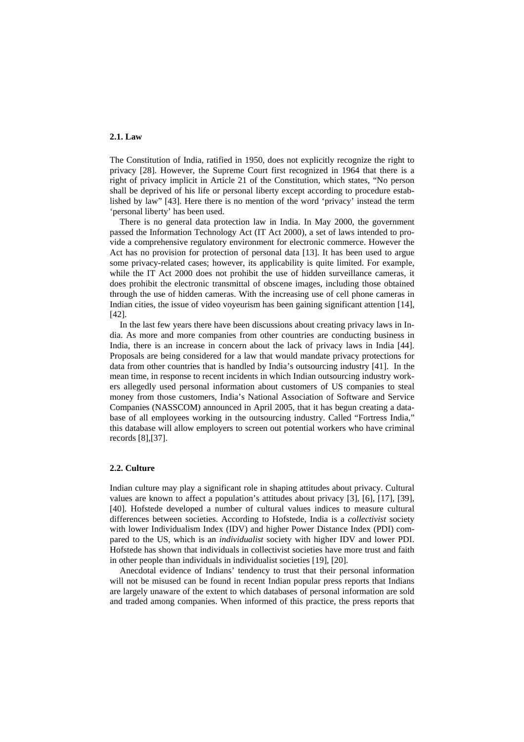### 2.1. Law

The Constitution of India, ratified in 1950, does not explicitly recognize the right to privacy [28]. However, the Supreme Court first recognized in 1964 that there is a right of privacy implicit in Article 21 of the Constitution, which states, "No person shall be deprived of his life or personal liberty except according to procedure established by law" [43]. Here there is no mention of the word 'privacy' instead the term 'personal liberty' has been used.

There is no general data protection law in India. In May 2000, the government passed the Information Technology Act (IT Act 2000), a set of laws intended to provide a comprehensive regulatory environment for electronic commerce. However the Act has no provision for protection of personal data [13]. It has been used to argue some privacy-related cases; however, its applicability is quite limited. For example, while the IT Act 2000 does not prohibit the use of hidden surveillance cameras, it does prohibit the electronic transmittal of obscene images, including those obtained through the use of hidden cameras. With the increasing use of cell phone cameras in Indian cities, the issue of video voyeurism has been gaining significant attention [14], [42].

In the last few years there have been discussions about creating privacy laws in India. As more and more companies from other countries are conducting business in India, there is an increase in concern about the lack of privacy laws in India [44]. Proposals are being considered for a law that would mandate privacy protections for data from other countries that is handled by India's outsourcing industry [41]. In the mean time, in response to recent incidents in which Indian outsourcing industry workers allegedly used personal information about customers of US companies to steal money from those customers, India's National Association of Software and Service Companies (NASSCOM) announced in April 2005, that it has begun creating a database of all employees working in the outsourcing industry. Called "Fortress India," this database will allow employers to screen out potential workers who have criminal records [8],[37].

### 2.2. Culture

Indian culture may play a significant role in shaping attitudes about privacy. Cultural values are known to affect a population's attitudes about privacy [3], [6], [17], [39], [40]. Hofstede developed a number of cultural values indices to measure cultural differences between societies. According to Hofstede, India is a *collectivist* society with lower Individualism Index (IDV) and higher Power Distance Index (PDI) compared to the US, which is an *individualist* society with higher IDV and lower PDI. Hofstede has shown that individuals in collectivist societies have more trust and faith in other people than individuals in individualist societies [19], [20].

Anecdotal evidence of Indians' tendency to trust that their personal information will not be misused can be found in recent Indian popular press reports that Indians are largely unaware of the extent to which databases of personal information are sold and traded among companies. When informed of this practice, the press reports that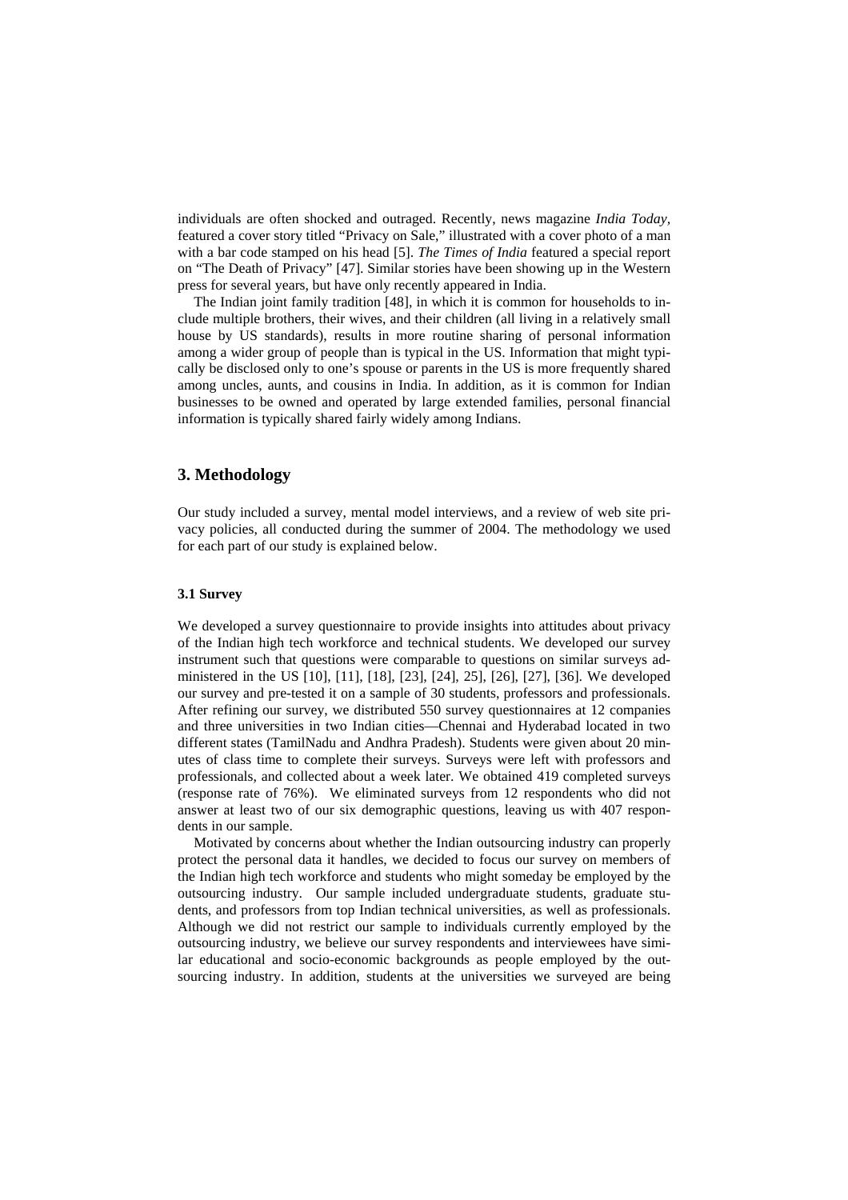individuals are often shocked and outraged. Recently, news magazine *India Today*, featured a cover story titled "Privacy on Sale," illustrated with a cover photo of a man with a bar code stamped on his head [5]. *The Times of India* featured a special report on "The Death of Privacy" [47]. Similar stories have been showing up in the Western press for several years, but have only recently appeared in India.

The Indian joint family tradition [48], in which it is common for households to include multiple brothers, their wives, and their children (all living in a relatively small house by US standards), results in more routine sharing of personal information among a wider group of people than is typical in the US. Information that might typically be disclosed only to one's spouse or parents in the US is more frequently shared among uncles, aunts, and cousins in India. In addition, as it is common for Indian businesses to be owned and operated by large extended families, personal financial information is typically shared fairly widely among Indians.

## 3. Methodology

Our study included a survey, mental model interviews, and a review of web site privacy policies, all conducted during the summer of 2004. The methodology we used for each part of our study is explained below.

### 3.1 Survey

We developed a survey questionnaire to provide insights into attitudes about privacy of the Indian high tech workforce and technical students. We developed our survey instrument such that questions were comparable to questions on similar surveys administered in the US [10], [11], [18], [23], [24], 25], [26], [27], [36]. We developed our survey and pre-tested it on a sample of 30 students, professors and professionals. After refining our survey, we distributed 550 survey questionnaires at 12 companies and three universities in two Indian cities—Chennai and Hyderabad located in two different states (TamilNadu and Andhra Pradesh). Students were given about 20 minutes of class time to complete their surveys. Surveys were left with professors and professionals, and collected about a week later. We obtained 419 completed surveys (response rate of 76%). We eliminated surveys from 12 respondents who did not answer at least two of our six demographic questions, leaving us with 407 respondents in our sample.

Motivated by concerns about whether the Indian outsourcing industry can properly protect the personal data it handles, we decided to focus our survey on members of the Indian high tech workforce and students who might someday be employed by the outsourcing industry. Our sample included undergraduate students, graduate students, and professors from top Indian technical universities, as well as professionals. Although we did not restrict our sample to individuals currently employed by the outsourcing industry, we believe our survey respondents and interviewees have similar educational and socio-economic backgrounds as people employed by the outsourcing industry. In addition, students at the universities we surveyed are being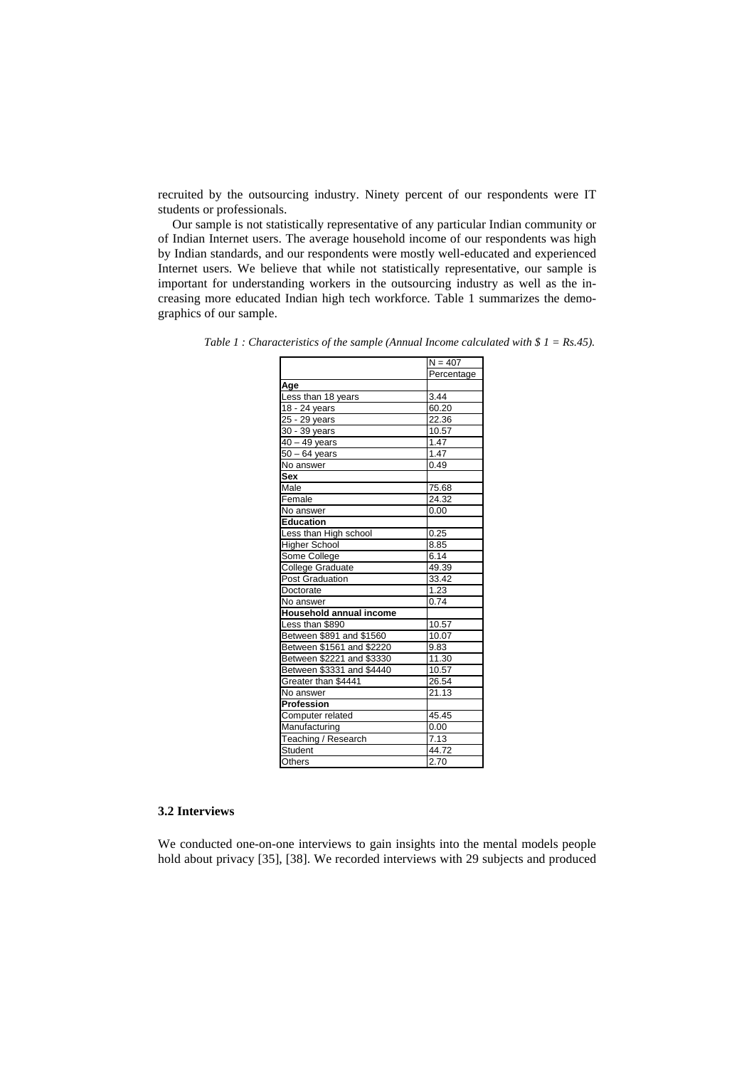recruited by the outsourcing industry. Ninety percent of our respondents were IT students or professionals.

Our sample is not statistically representative of any particular Indian community or of Indian Internet users. The average household income of our respondents was high by Indian standards, and our respondents were mostly well-educated and experienced Internet users. We believe that while not statistically representative, our sample is important for understanding workers in the outsourcing industry as well as the increasing more educated Indian high tech workforce. Table 1 summarizes the demographics of our sample.

*Table 1 : Characteristics of the sample (Annual Income calculated with $ 1 = Rs.45).*

| | N = 407 |
|---|---|
| | Percentage |
| **Age** | |
| Less than 18 years | 3.44 |
| 18 - 24 years | 60.20 |
| 25 - 29 years | 22.36 |
| 30 - 39 years | 10.57 |
| 40 – 49 years | 1.47 |
| 50 – 64 years | 1.47 |
| No answer | 0.49 |
| **Sex** | |
| Male | 75.68 |
| Female | 24.32 |
| No answer | 0.00 |
| **Education** | |
| Less than High school | 0.25 |
| Higher School | 8.85 |
| Some College | 6.14 |
| College Graduate | 49.39 |
| Post Graduation | 33.42 |
| Doctorate | 1.23 |
| No answer | 0.74 |
| **Household annual income** | |
| Less than $890 | 10.57 |
| Between $891 and $1560 | 10.07 |
| Between $1561 and $2220 | 9.83 |
| Between $2221 and $3330 | 11.30 |
| Between $3331 and $4440 | 10.57 |
| Greater than $4441 | 26.54 |
| No answer | 21.13 |
| **Profession** | |
| Computer related | 45.45 |
| Manufacturing | 0.00 |
| Teaching / Research | 7.13 |
| Student | 44.72 |
| Others | 2.70 |

### 3.2 Interviews

We conducted one-on-one interviews to gain insights into the mental models people hold about privacy [35], [38]. We recorded interviews with 29 subjects and produced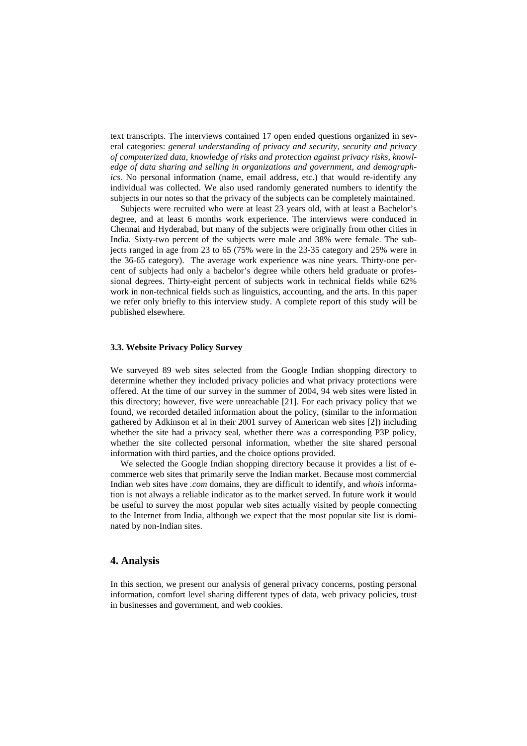text transcripts. The interviews contained 17 open ended questions organized in several categories: *general understanding of privacy and security, security and privacy of computerized data, knowledge of risks and protection against privacy risks, knowledge of data sharing and selling in organizations and government, and demographics.* No personal information (name, email address, etc.) that would re-identify any individual was collected. We also used randomly generated numbers to identify the subjects in our notes so that the privacy of the subjects can be completely maintained.

Subjects were recruited who were at least 23 years old, with at least a Bachelor's degree, and at least 6 months work experience. The interviews were conduced in Chennai and Hyderabad, but many of the subjects were originally from other cities in India. Sixty-two percent of the subjects were male and 38% were female. The subjects ranged in age from 23 to 65 (75% were in the 23-35 category and 25% were in the 36-65 category). The average work experience was nine years. Thirty-one percent of subjects had only a bachelor's degree while others held graduate or professional degrees. Thirty-eight percent of subjects work in technical fields while 62% work in non-technical fields such as linguistics, accounting, and the arts. In this paper we refer only briefly to this interview study. A complete report of this study will be published elsewhere.

### 3.3. Website Privacy Policy Survey

We surveyed 89 web sites selected from the Google Indian shopping directory to determine whether they included privacy policies and what privacy protections were offered. At the time of our survey in the summer of 2004, 94 web sites were listed in this directory; however, five were unreachable [21]. For each privacy policy that we found, we recorded detailed information about the policy, (similar to the information gathered by Adkinson et al in their 2001 survey of American web sites [2]) including whether the site had a privacy seal, whether there was a corresponding P3P policy, whether the site collected personal information, whether the site shared personal information with third parties, and the choice options provided.

We selected the Google Indian shopping directory because it provides a list of e-commerce web sites that primarily serve the Indian market. Because most commercial Indian web sites have *.com* domains, they are difficult to identify, and *whois* information is not always a reliable indicator as to the market served. In future work it would be useful to survey the most popular web sites actually visited by people connecting to the Internet from India, although we expect that the most popular site list is dominated by non-Indian sites.

## 4. Analysis

In this section, we present our analysis of general privacy concerns, posting personal information, comfort level sharing different types of data, web privacy policies, trust in businesses and government, and web cookies.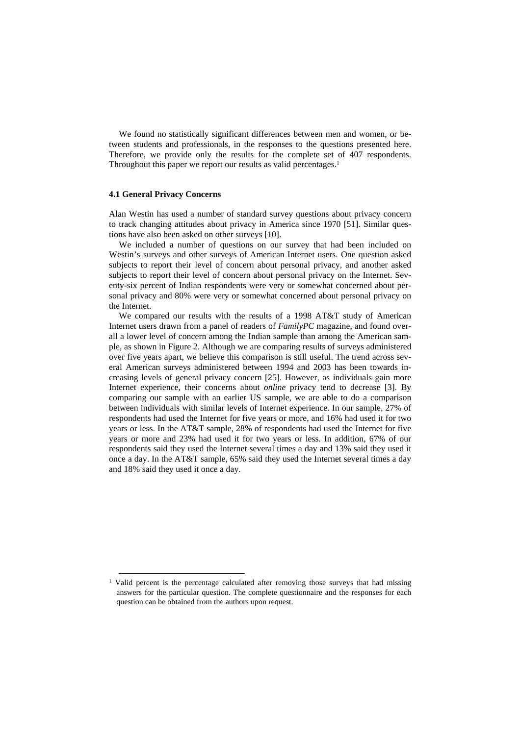We found no statistically significant differences between men and women, or between students and professionals, in the responses to the questions presented here. Therefore, we provide only the results for the complete set of 407 respondents. Throughout this paper we report our results as valid percentages.[1]

### 4.1 General Privacy Concerns

Alan Westin has used a number of standard survey questions about privacy concern to track changing attitudes about privacy in America since 1970 [51]. Similar questions have also been asked on other surveys [10].

We included a number of questions on our survey that had been included on Westin's surveys and other surveys of American Internet users. One question asked subjects to report their level of concern about personal privacy, and another asked subjects to report their level of concern about personal privacy on the Internet. Seventy-six percent of Indian respondents were very or somewhat concerned about personal privacy and 80% were very or somewhat concerned about personal privacy on the Internet.

We compared our results with the results of a 1998 AT&T study of American Internet users drawn from a panel of readers of *FamilyPC* magazine, and found overall a lower level of concern among the Indian sample than among the American sample, as shown in Figure 2. Although we are comparing results of surveys administered over five years apart, we believe this comparison is still useful. The trend across several American surveys administered between 1994 and 2003 has been towards increasing levels of general privacy concern [25]. However, as individuals gain more Internet experience, their concerns about *online* privacy tend to decrease [3]. By comparing our sample with an earlier US sample, we are able to do a comparison between individuals with similar levels of Internet experience. In our sample, 27% of respondents had used the Internet for five years or more, and 16% had used it for two years or less. In the AT&T sample, 28% of respondents had used the Internet for five years or more and 23% had used it for two years or less. In addition, 67% of our respondents said they used the Internet several times a day and 13% said they used it once a day. In the AT&T sample, 65% said they used the Internet several times a day and 18% said they used it once a day.

---

[1] Valid percent is the percentage calculated after removing those surveys that had missing answers for the particular question. The complete questionnaire and the responses for each question can be obtained from the authors upon request.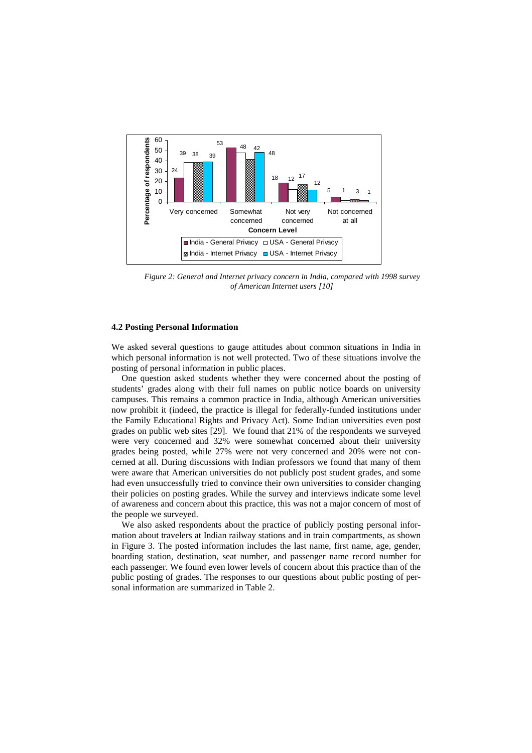Figure 2: General and Internet privacy concern in India, compared with 1998 survey of American Internet users [10]

### 4.2 Posting Personal Information

We asked several questions to gauge attitudes about common situations in India in which personal information is not well protected. Two of these situations involve the posting of personal information in public places.

One question asked students whether they were concerned about the posting of students' grades along with their full names on public notice boards on university campuses. This remains a common practice in India, although American universities now prohibit it (indeed, the practice is illegal for federally-funded institutions under the Family Educational Rights and Privacy Act). Some Indian universities even post grades on public web sites [29]. We found that 21% of the respondents we surveyed were very concerned and 32% were somewhat concerned about their university grades being posted, while 27% were not very concerned and 20% were not concerned at all. During discussions with Indian professors we found that many of them were aware that American universities do not publicly post student grades, and some had even unsuccessfully tried to convince their own universities to consider changing their policies on posting grades. While the survey and interviews indicate some level of awareness and concern about this practice, this was not a major concern of most of the people we surveyed.

We also asked respondents about the practice of publicly posting personal information about travelers at Indian railway stations and in train compartments, as shown in Figure 3. The posted information includes the last name, first name, age, gender, boarding station, destination, seat number, and passenger name record number for each passenger. We found even lower levels of concern about this practice than of the public posting of grades. The responses to our questions about public posting of personal information are summarized in Table 2.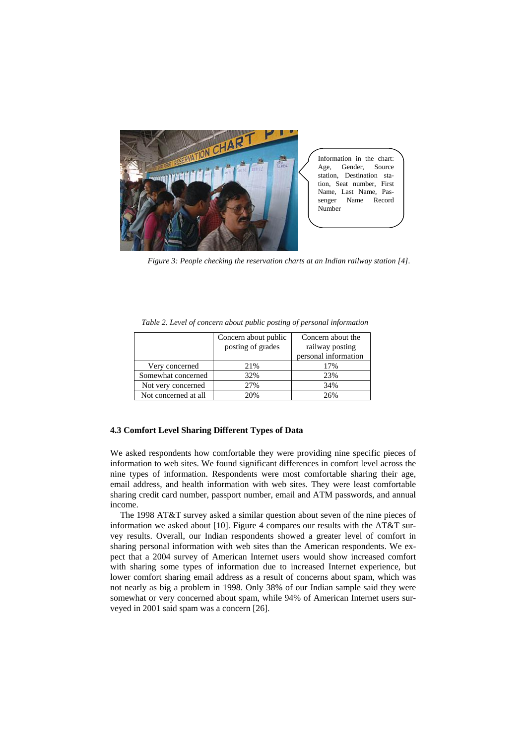Information in the chart: Age, Gender, Source station, Destination station, Seat number, First Name, Last Name, Passenger Name Record Number

*Figure 3: People checking the reservation charts at an Indian railway station [4].*

*Table 2. Level of concern about public posting of personal information*

| | Concern about public posting of grades | Concern about the railway posting personal information |
|---|---|---|
| Very concerned | 21% | 17% |
| Somewhat concerned | 32% | 23% |
| Not very concerned | 27% | 34% |
| Not concerned at all | 20% | 26% |

### 4.3 Comfort Level Sharing Different Types of Data

We asked respondents how comfortable they were providing nine specific pieces of information to web sites. We found significant differences in comfort level across the nine types of information. Respondents were most comfortable sharing their age, email address, and health information with web sites. They were least comfortable sharing credit card number, passport number, email and ATM passwords, and annual income.

The 1998 AT&T survey asked a similar question about seven of the nine pieces of information we asked about [10]. Figure 4 compares our results with the AT&T survey results. Overall, our Indian respondents showed a greater level of comfort in sharing personal information with web sites than the American respondents. We expect that a 2004 survey of American Internet users would show increased comfort with sharing some types of information due to increased Internet experience, but lower comfort sharing email address as a result of concerns about spam, which was not nearly as big a problem in 1998. Only 38% of our Indian sample said they were somewhat or very concerned about spam, while 94% of American Internet users surveyed in 2001 said spam was a concern [26].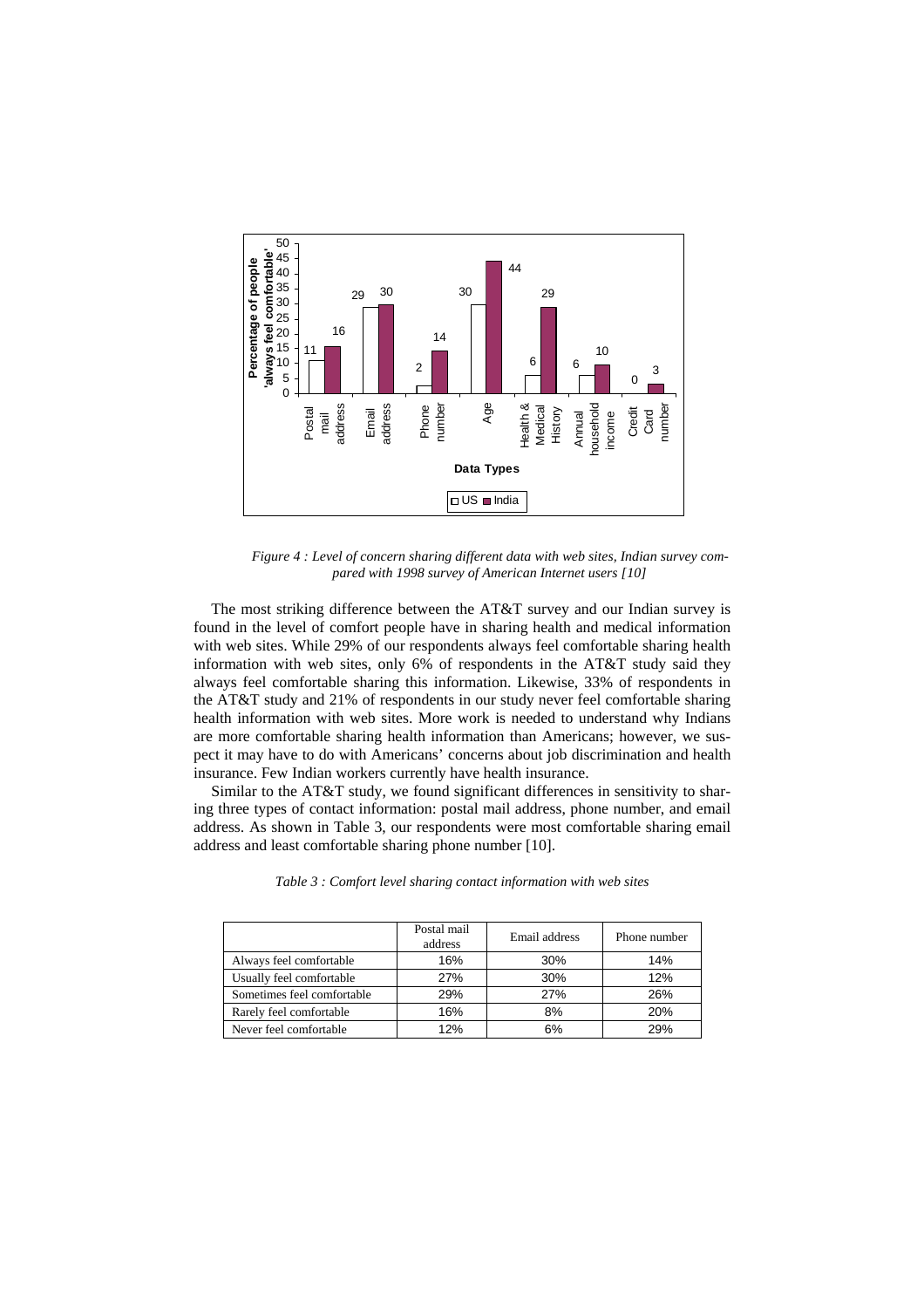*Figure 4 : Level of concern sharing different data with web sites, Indian survey compared with 1998 survey of American Internet users [10]*

The most striking difference between the AT&T survey and our Indian survey is found in the level of comfort people have in sharing health and medical information with web sites. While 29% of our respondents always feel comfortable sharing health information with web sites, only 6% of respondents in the AT&T study said they always feel comfortable sharing this information. Likewise, 33% of respondents in the AT&T study and 21% of respondents in our study never feel comfortable sharing health information with web sites. More work is needed to understand why Indians are more comfortable sharing health information than Americans; however, we suspect it may have to do with Americans' concerns about job discrimination and health insurance. Few Indian workers currently have health insurance.

Similar to the AT&T study, we found significant differences in sensitivity to sharing three types of contact information: postal mail address, phone number, and email address. As shown in Table 3, our respondents were most comfortable sharing email address and least comfortable sharing phone number [10].

*Table 3 : Comfort level sharing contact information with web sites*

| | Postal mail address | Email address | Phone number |
|---|---|---|---|
| Always feel comfortable | 16% | 30% | 14% |
| Usually feel comfortable | 27% | 30% | 12% |
| Sometimes feel comfortable | 29% | 27% | 26% |
| Rarely feel comfortable | 16% | 8% | 20% |
| Never feel comfortable | 12% | 6% | 29% |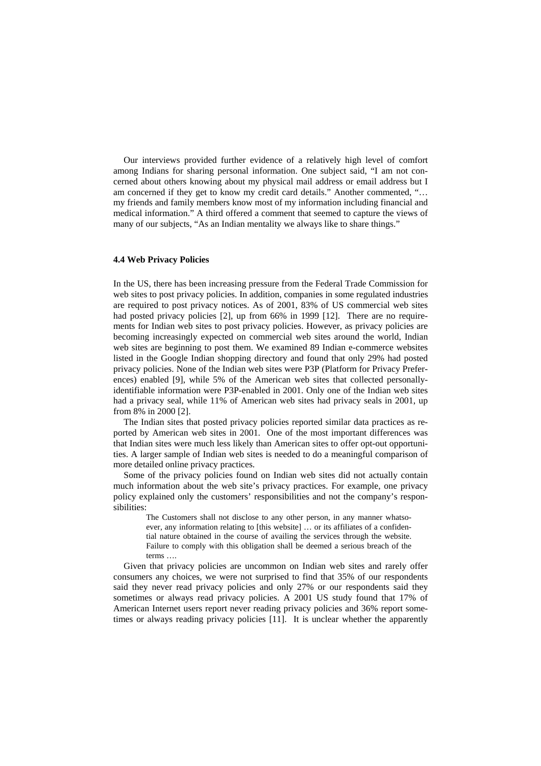Our interviews provided further evidence of a relatively high level of comfort among Indians for sharing personal information. One subject said, "I am not concerned about others knowing about my physical mail address or email address but I am concerned if they get to know my credit card details." Another commented, "… my friends and family members know most of my information including financial and medical information." A third offered a comment that seemed to capture the views of many of our subjects, "As an Indian mentality we always like to share things."

### 4.4 Web Privacy Policies

In the US, there has been increasing pressure from the Federal Trade Commission for web sites to post privacy policies. In addition, companies in some regulated industries are required to post privacy notices. As of 2001, 83% of US commercial web sites had posted privacy policies [2], up from 66% in 1999 [12]. There are no requirements for Indian web sites to post privacy policies. However, as privacy policies are becoming increasingly expected on commercial web sites around the world, Indian web sites are beginning to post them. We examined 89 Indian e-commerce websites listed in the Google Indian shopping directory and found that only 29% had posted privacy policies. None of the Indian web sites were P3P (Platform for Privacy Preferences) enabled [9], while 5% of the American web sites that collected personally-identifiable information were P3P-enabled in 2001. Only one of the Indian web sites had a privacy seal, while 11% of American web sites had privacy seals in 2001, up from 8% in 2000 [2].

The Indian sites that posted privacy policies reported similar data practices as reported by American web sites in 2001. One of the most important differences was that Indian sites were much less likely than American sites to offer opt-out opportunities. A larger sample of Indian web sites is needed to do a meaningful comparison of more detailed online privacy practices.

Some of the privacy policies found on Indian web sites did not actually contain much information about the web site's privacy practices. For example, one privacy policy explained only the customers' responsibilities and not the company's responsibilities:

> The Customers shall not disclose to any other person, in any manner whatsoever, any information relating to [this website] … or its affiliates of a confidential nature obtained in the course of availing the services through the website. Failure to comply with this obligation shall be deemed a serious breach of the terms ….

Given that privacy policies are uncommon on Indian web sites and rarely offer consumers any choices, we were not surprised to find that 35% of our respondents said they never read privacy policies and only 27% or our respondents said they sometimes or always read privacy policies. A 2001 US study found that 17% of American Internet users report never reading privacy policies and 36% report sometimes or always reading privacy policies [11]. It is unclear whether the apparently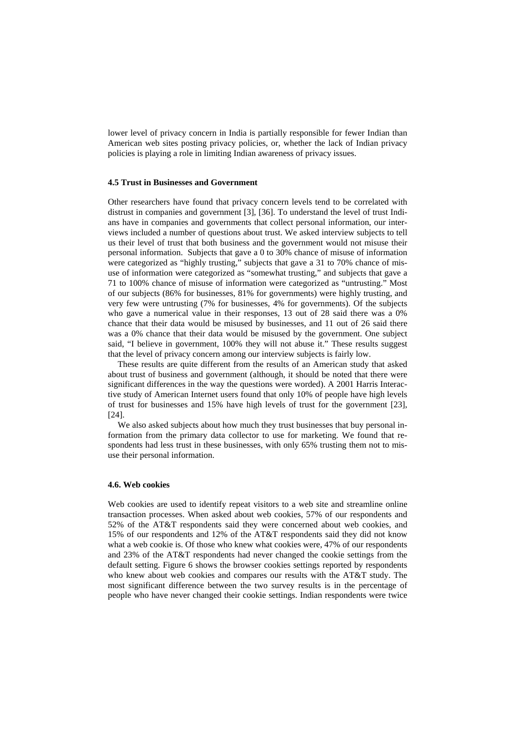lower level of privacy concern in India is partially responsible for fewer Indian than American web sites posting privacy policies, or, whether the lack of Indian privacy policies is playing a role in limiting Indian awareness of privacy issues.

#### 4.5 Trust in Businesses and Government

Other researchers have found that privacy concern levels tend to be correlated with distrust in companies and government [3], [36]. To understand the level of trust Indians have in companies and governments that collect personal information, our interviews included a number of questions about trust. We asked interview subjects to tell us their level of trust that both business and the government would not misuse their personal information. Subjects that gave a 0 to 30% chance of misuse of information were categorized as "highly trusting," subjects that gave a 31 to 70% chance of misuse of information were categorized as "somewhat trusting," and subjects that gave a 71 to 100% chance of misuse of information were categorized as "untrusting." Most of our subjects (86% for businesses, 81% for governments) were highly trusting, and very few were untrusting (7% for businesses, 4% for governments). Of the subjects who gave a numerical value in their responses, 13 out of 28 said there was a 0% chance that their data would be misused by businesses, and 11 out of 26 said there was a 0% chance that their data would be misused by the government. One subject said, "I believe in government, 100% they will not abuse it." These results suggest that the level of privacy concern among our interview subjects is fairly low.

These results are quite different from the results of an American study that asked about trust of business and government (although, it should be noted that there were significant differences in the way the questions were worded). A 2001 Harris Interactive study of American Internet users found that only 10% of people have high levels of trust for businesses and 15% have high levels of trust for the government [23], [24].

We also asked subjects about how much they trust businesses that buy personal information from the primary data collector to use for marketing. We found that respondents had less trust in these businesses, with only 65% trusting them not to misuse their personal information.

#### 4.6. Web cookies

Web cookies are used to identify repeat visitors to a web site and streamline online transaction processes. When asked about web cookies, 57% of our respondents and 52% of the AT&T respondents said they were concerned about web cookies, and 15% of our respondents and 12% of the AT&T respondents said they did not know what a web cookie is. Of those who knew what cookies were, 47% of our respondents and 23% of the AT&T respondents had never changed the cookie settings from the default setting. Figure 6 shows the browser cookies settings reported by respondents who knew about web cookies and compares our results with the AT&T study. The most significant difference between the two survey results is in the percentage of people who have never changed their cookie settings. Indian respondents were twice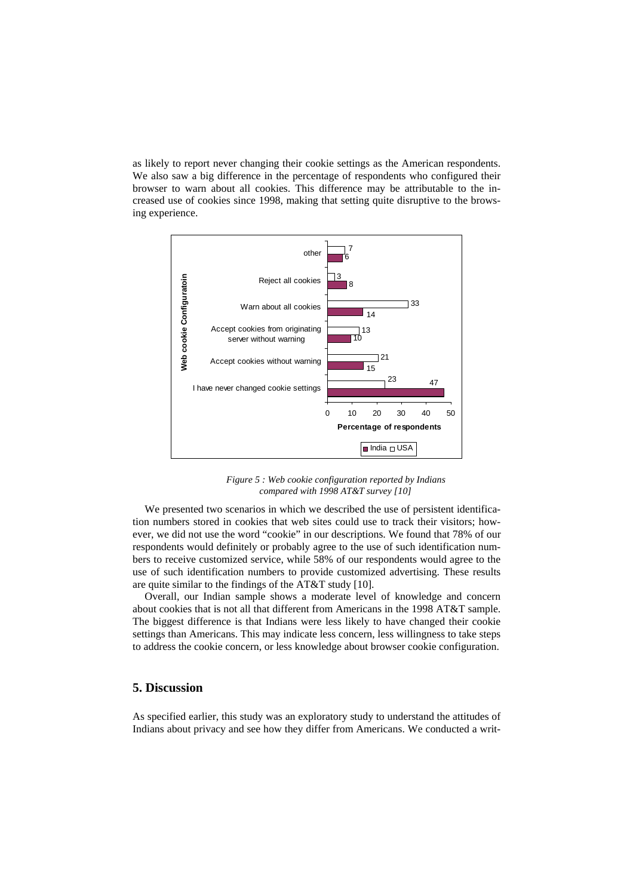as likely to report never changing their cookie settings as the American respondents. We also saw a big difference in the percentage of respondents who configured their browser to warn about all cookies. This difference may be attributable to the increased use of cookies since 1998, making that setting quite disruptive to the browsing experience.

| Web cookie Configuratoin | India | USA |
|---|---|---|
| other | 6 | 7 |
| Reject all cookies | 8 | 3 |
| Warn about all cookies | 14 | 33 |
| Accept cookies from originating server without warning | 10 | 13 |
| Accept cookies without warning | 15 | 21 |
| I have never changed cookie settings | 47 | 23 |

*Figure 5 : Web cookie configuration reported by Indians compared with 1998 AT&T survey [10]*

We presented two scenarios in which we described the use of persistent identification numbers stored in cookies that web sites could use to track their visitors; however, we did not use the word "cookie" in our descriptions. We found that 78% of our respondents would definitely or probably agree to the use of such identification numbers to receive customized service, while 58% of our respondents would agree to the use of such identification numbers to provide customized advertising. These results are quite similar to the findings of the AT&T study [10].

Overall, our Indian sample shows a moderate level of knowledge and concern about cookies that is not all that different from Americans in the 1998 AT&T sample. The biggest difference is that Indians were less likely to have changed their cookie settings than Americans. This may indicate less concern, less willingness to take steps to address the cookie concern, or less knowledge about browser cookie configuration.

## 5. Discussion

As specified earlier, this study was an exploratory study to understand the attitudes of Indians about privacy and see how they differ from Americans. We conducted a writ-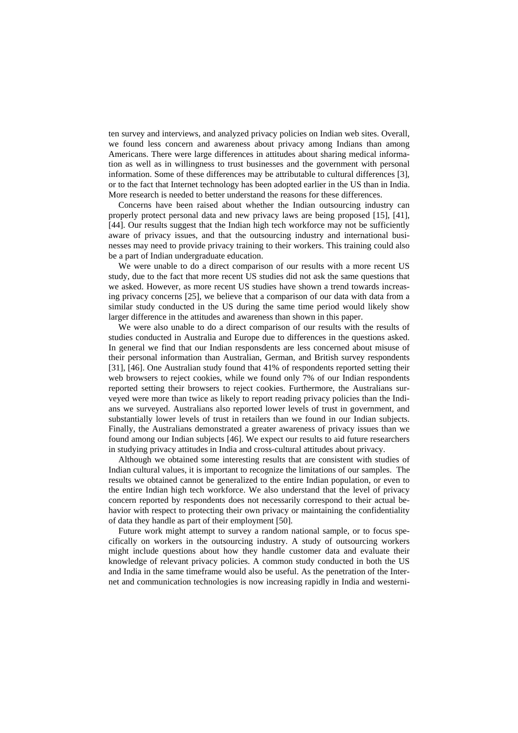ten survey and interviews, and analyzed privacy policies on Indian web sites. Overall, we found less concern and awareness about privacy among Indians than among Americans. There were large differences in attitudes about sharing medical information as well as in willingness to trust businesses and the government with personal information. Some of these differences may be attributable to cultural differences [3], or to the fact that Internet technology has been adopted earlier in the US than in India. More research is needed to better understand the reasons for these differences.

Concerns have been raised about whether the Indian outsourcing industry can properly protect personal data and new privacy laws are being proposed [15], [41], [44]. Our results suggest that the Indian high tech workforce may not be sufficiently aware of privacy issues, and that the outsourcing industry and international businesses may need to provide privacy training to their workers. This training could also be a part of Indian undergraduate education.

We were unable to do a direct comparison of our results with a more recent US study, due to the fact that more recent US studies did not ask the same questions that we asked. However, as more recent US studies have shown a trend towards increasing privacy concerns [25], we believe that a comparison of our data with data from a similar study conducted in the US during the same time period would likely show larger difference in the attitudes and awareness than shown in this paper.

We were also unable to do a direct comparison of our results with the results of studies conducted in Australia and Europe due to differences in the questions asked. In general we find that our Indian responsdents are less concerned about misuse of their personal information than Australian, German, and British survey respondents [31], [46]. One Australian study found that 41% of respondents reported setting their web browsers to reject cookies, while we found only 7% of our Indian respondents reported setting their browsers to reject cookies. Furthermore, the Australians surveyed were more than twice as likely to report reading privacy policies than the Indians we surveyed. Australians also reported lower levels of trust in government, and substantially lower levels of trust in retailers than we found in our Indian subjects. Finally, the Australians demonstrated a greater awareness of privacy issues than we found among our Indian subjects [46]. We expect our results to aid future researchers in studying privacy attitudes in India and cross-cultural attitudes about privacy.

Although we obtained some interesting results that are consistent with studies of Indian cultural values, it is important to recognize the limitations of our samples. The results we obtained cannot be generalized to the entire Indian population, or even to the entire Indian high tech workforce. We also understand that the level of privacy concern reported by respondents does not necessarily correspond to their actual behavior with respect to protecting their own privacy or maintaining the confidentiality of data they handle as part of their employment [50].

Future work might attempt to survey a random national sample, or to focus specifically on workers in the outsourcing industry. A study of outsourcing workers might include questions about how they handle customer data and evaluate their knowledge of relevant privacy policies. A common study conducted in both the US and India in the same timeframe would also be useful. As the penetration of the Internet and communication technologies is now increasing rapidly in India and westerni-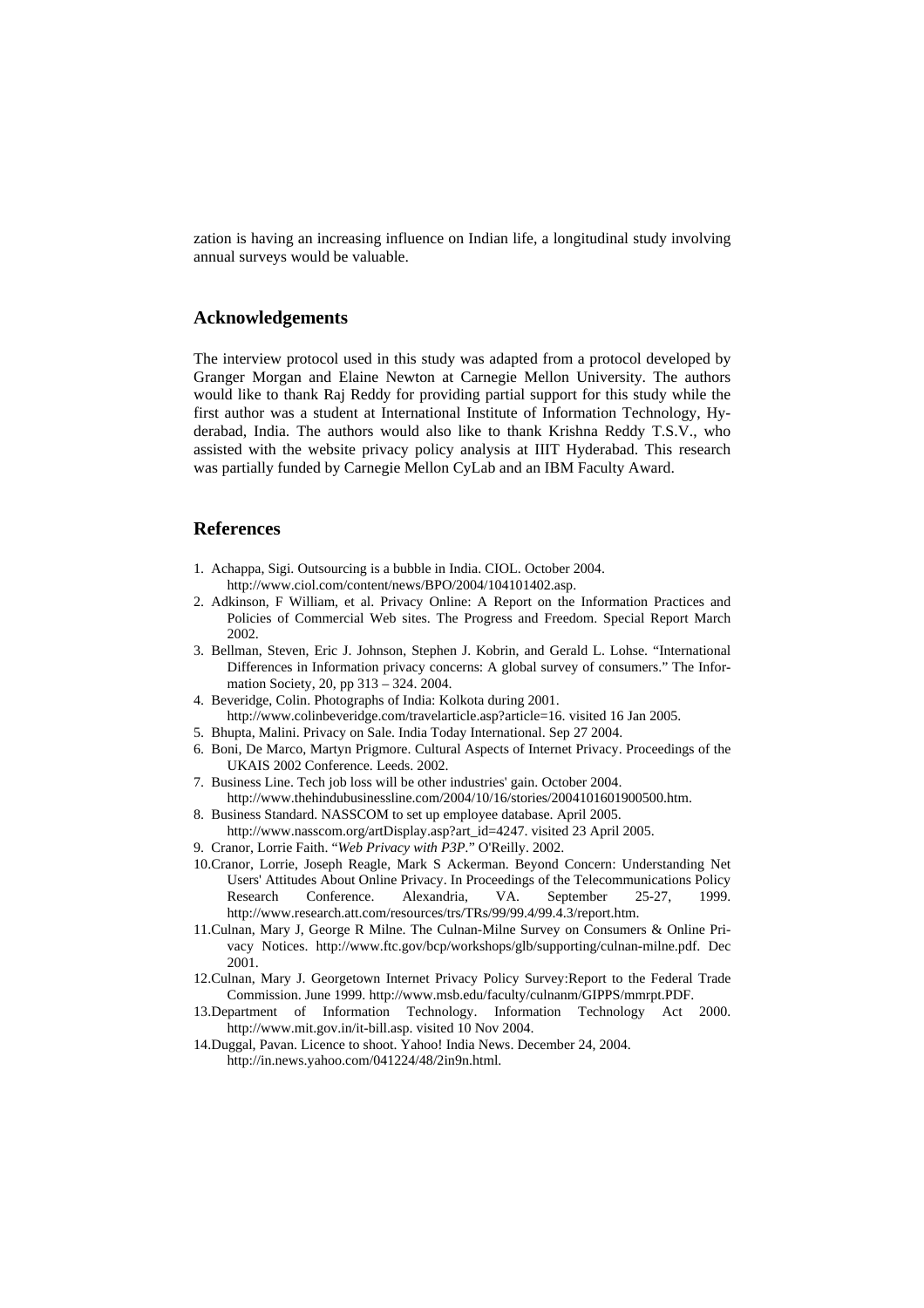zation is having an increasing influence on Indian life, a longitudinal study involving annual surveys would be valuable.

## Acknowledgements

The interview protocol used in this study was adapted from a protocol developed by Granger Morgan and Elaine Newton at Carnegie Mellon University. The authors would like to thank Raj Reddy for providing partial support for this study while the first author was a student at International Institute of Information Technology, Hyderabad, India. The authors would also like to thank Krishna Reddy T.S.V., who assisted with the website privacy policy analysis at IIIT Hyderabad. This research was partially funded by Carnegie Mellon CyLab and an IBM Faculty Award.

## References

1. Achappa, Sigi. Outsourcing is a bubble in India. CIOL. October 2004. http://www.ciol.com/content/news/BPO/2004/104101402.asp.
2. Adkinson, F William, et al. Privacy Online: A Report on the Information Practices and Policies of Commercial Web sites. The Progress and Freedom. Special Report March 2002.
3. Bellman, Steven, Eric J. Johnson, Stephen J. Kobrin, and Gerald L. Lohse. "International Differences in Information privacy concerns: A global survey of consumers." The Information Society, 20, pp 313 – 324. 2004.
4. Beveridge, Colin. Photographs of India: Kolkota during 2001. http://www.colinbeveridge.com/travelarticle.asp?article=16. visited 16 Jan 2005.
5. Bhupta, Malini. Privacy on Sale. India Today International. Sep 27 2004.
6. Boni, De Marco, Martyn Prigmore. Cultural Aspects of Internet Privacy. Proceedings of the UKAIS 2002 Conference. Leeds. 2002.
7. Business Line. Tech job loss will be other industries' gain. October 2004. http://www.thehindubusinessline.com/2004/10/16/stories/2004101601900500.htm.
8. Business Standard. NASSCOM to set up employee database. April 2005. http://www.nasscom.org/artDisplay.asp?art_id=4247. visited 23 April 2005.
9. Cranor, Lorrie Faith. "*Web Privacy with P3P*." O'Reilly. 2002.
10. Cranor, Lorrie, Joseph Reagle, Mark S Ackerman. Beyond Concern: Understanding Net Users' Attitudes About Online Privacy. In Proceedings of the Telecommunications Policy Research Conference. Alexandria, VA. September 25-27, 1999. http://www.research.att.com/resources/trs/TRs/99/99.4/99.4.3/report.htm.
11. Culnan, Mary J, George R Milne. The Culnan-Milne Survey on Consumers & Online Privacy Notices. http://www.ftc.gov/bcp/workshops/glb/supporting/culnan-milne.pdf. Dec 2001.
12. Culnan, Mary J. Georgetown Internet Privacy Policy Survey:Report to the Federal Trade Commission. June 1999. http://www.msb.edu/faculty/culnanm/GIPPS/mmrpt.PDF.
13. Department of Information Technology. Information Technology Act 2000. http://www.mit.gov.in/it-bill.asp. visited 10 Nov 2004.
14. Duggal, Pavan. Licence to shoot. Yahoo! India News. December 24, 2004. http://in.news.yahoo.com/041224/48/2in9n.html.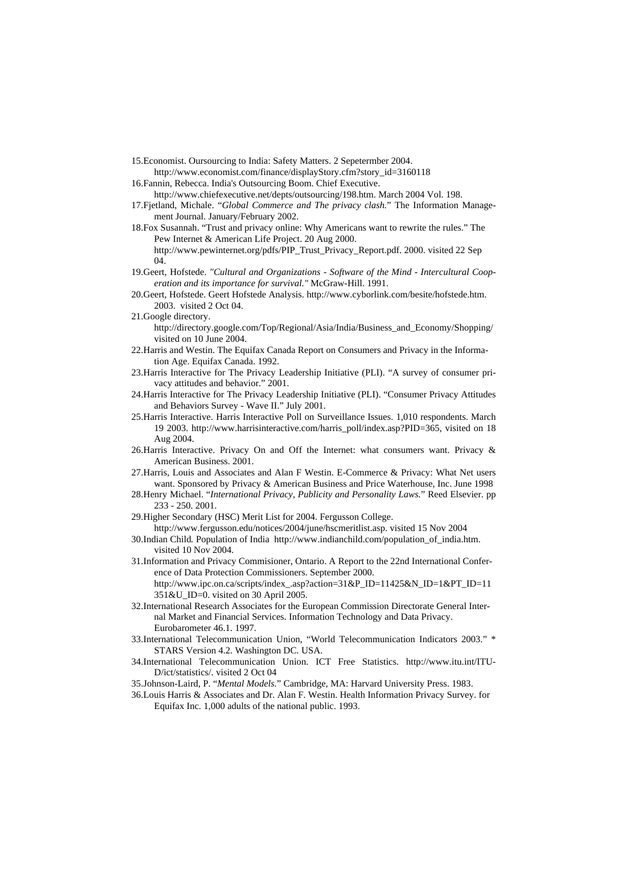15. Economist. Oursourcing to India: Safety Matters. 2 Sepetermber 2004. http://www.economist.com/finance/displayStory.cfm?story_id=3160118
16. Fannin, Rebecca. India's Outsourcing Boom. Chief Executive. http://www.chiefexecutive.net/depts/outsourcing/198.htm. March 2004 Vol. 198.
17. Fjetland, Michale. "*Global Commerce and The privacy clash.*" The Information Management Journal. January/February 2002.
18. Fox Susannah. "Trust and privacy online: Why Americans want to rewrite the rules." The Pew Internet & American Life Project. 20 Aug 2000. http://www.pewinternet.org/pdfs/PIP_Trust_Privacy_Report.pdf. 2000. visited 22 Sep 04.
19. Geert, Hofstede. *"Cultural and Organizations - Software of the Mind - Intercultural Cooperation and its importance for survival."* McGraw-Hill. 1991.
20. Geert, Hofstede. Geert Hofstede Analysis. http://www.cyborlink.com/besite/hofstede.htm. 2003. visited 2 Oct 04.
21. Google directory. http://directory.google.com/Top/Regional/Asia/India/Business_and_Economy/Shopping/ visited on 10 June 2004.
22. Harris and Westin. The Equifax Canada Report on Consumers and Privacy in the Information Age. Equifax Canada. 1992.
23. Harris Interactive for The Privacy Leadership Initiative (PLI). "A survey of consumer privacy attitudes and behavior." 2001.
24. Harris Interactive for The Privacy Leadership Initiative (PLI). "Consumer Privacy Attitudes and Behaviors Survey - Wave II." July 2001.
25. Harris Interactive. Harris Interactive Poll on Surveillance Issues. 1,010 respondents. March 19 2003. http://www.harrisinteractive.com/harris_poll/index.asp?PID=365, visited on 18 Aug 2004.
26. Harris Interactive. Privacy On and Off the Internet: what consumers want. Privacy & American Business. 2001.
27. Harris, Louis and Associates and Alan F Westin. E-Commerce & Privacy: What Net users want. Sponsored by Privacy & American Business and Price Waterhouse, Inc. June 1998
28. Henry Michael. "*International Privacy, Publicity and Personality Laws.*" Reed Elsevier. pp 233 - 250. 2001.
29. Higher Secondary (HSC) Merit List for 2004. Fergusson College. http://www.fergusson.edu/notices/2004/june/hscmeritlist.asp. visited 15 Nov 2004
30. Indian Child. Population of India http://www.indianchild.com/population_of_india.htm. visited 10 Nov 2004.
31. Information and Privacy Commisioner, Ontario. A Report to the 22nd International Conference of Data Protection Commissioners. September 2000. http://www.ipc.on.ca/scripts/index_.asp?action=31&P_ID=11425&N_ID=1&PT_ID=11351&U_ID=0. visited on 30 April 2005.
32. International Research Associates for the European Commission Directorate General Internal Market and Financial Services. Information Technology and Data Privacy. Eurobarometer 46.1. 1997.
33. International Telecommunication Union, "World Telecommunication Indicators 2003." * STARS Version 4.2. Washington DC. USA.
34. International Telecommunication Union. ICT Free Statistics. http://www.itu.int/ITU-D/ict/statistics/. visited 2 Oct 04
35. Johnson-Laird, P. "*Mental Models.*" Cambridge, MA: Harvard University Press. 1983.
36. Louis Harris & Associates and Dr. Alan F. Westin. Health Information Privacy Survey. for Equifax Inc. 1,000 adults of the national public. 1993.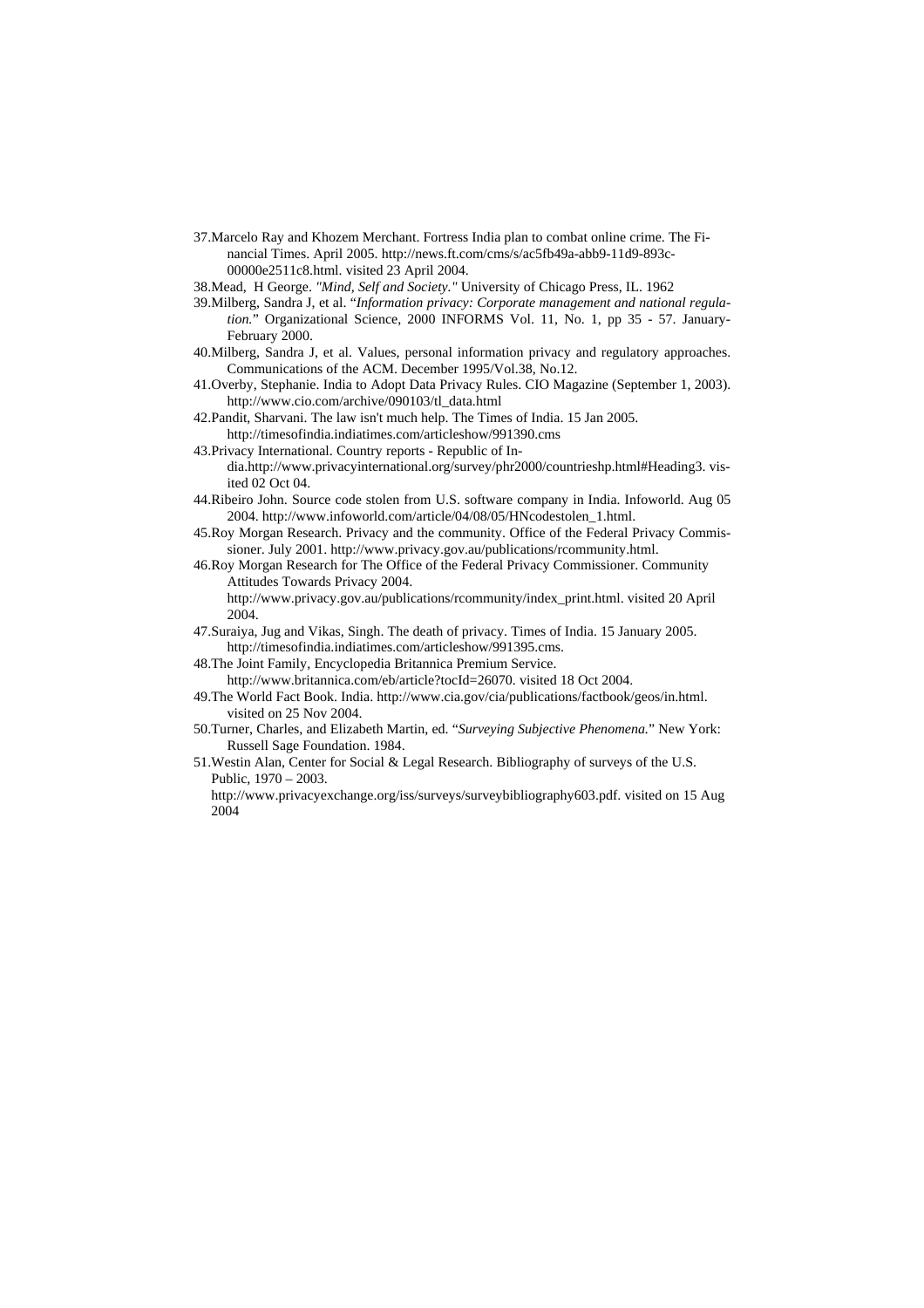37. Marcelo Ray and Khozem Merchant. Fortress India plan to combat online crime. The Financial Times. April 2005. http://news.ft.com/cms/s/ac5fb49a-abb9-11d9-893c-00000e2511c8.html. visited 23 April 2004.
38. Mead, H George. *"Mind, Self and Society."* University of Chicago Press, IL. 1962
39. Milberg, Sandra J, et al. "*Information privacy: Corporate management and national regulation.*" Organizational Science, 2000 INFORMS Vol. 11, No. 1, pp 35 - 57. January-February 2000.
40. Milberg, Sandra J, et al. Values, personal information privacy and regulatory approaches. Communications of the ACM. December 1995/Vol.38, No.12.
41. Overby, Stephanie. India to Adopt Data Privacy Rules. CIO Magazine (September 1, 2003). http://www.cio.com/archive/090103/tl_data.html
42. Pandit, Sharvani. The law isn't much help. The Times of India. 15 Jan 2005. http://timesofindia.indiatimes.com/articleshow/991390.cms
43. Privacy International. Country reports - Republic of India.http://www.privacyinternational.org/survey/phr2000/countrieshp.html#Heading3. visited 02 Oct 04.
44. Ribeiro John. Source code stolen from U.S. software company in India. Infoworld. Aug 05 2004. http://www.infoworld.com/article/04/08/05/HNcodestolen_1.html.
45. Roy Morgan Research. Privacy and the community. Office of the Federal Privacy Commissioner. July 2001. http://www.privacy.gov.au/publications/rcommunity.html.
46. Roy Morgan Research for The Office of the Federal Privacy Commissioner. Community Attitudes Towards Privacy 2004. http://www.privacy.gov.au/publications/rcommunity/index_print.html. visited 20 April 2004.
47. Suraiya, Jug and Vikas, Singh. The death of privacy. Times of India. 15 January 2005. http://timesofindia.indiatimes.com/articleshow/991395.cms.
48. The Joint Family, Encyclopedia Britannica Premium Service. http://www.britannica.com/eb/article?tocId=26070. visited 18 Oct 2004.
49. The World Fact Book. India. http://www.cia.gov/cia/publications/factbook/geos/in.html. visited on 25 Nov 2004.
50. Turner, Charles, and Elizabeth Martin, ed. "*Surveying Subjective Phenomena.*" New York: Russell Sage Foundation. 1984.
51. Westin Alan, Center for Social & Legal Research. Bibliography of surveys of the U.S. Public, 1970 – 2003. http://www.privacyexchange.org/iss/surveys/surveybibliography603.pdf. visited on 15 Aug 2004